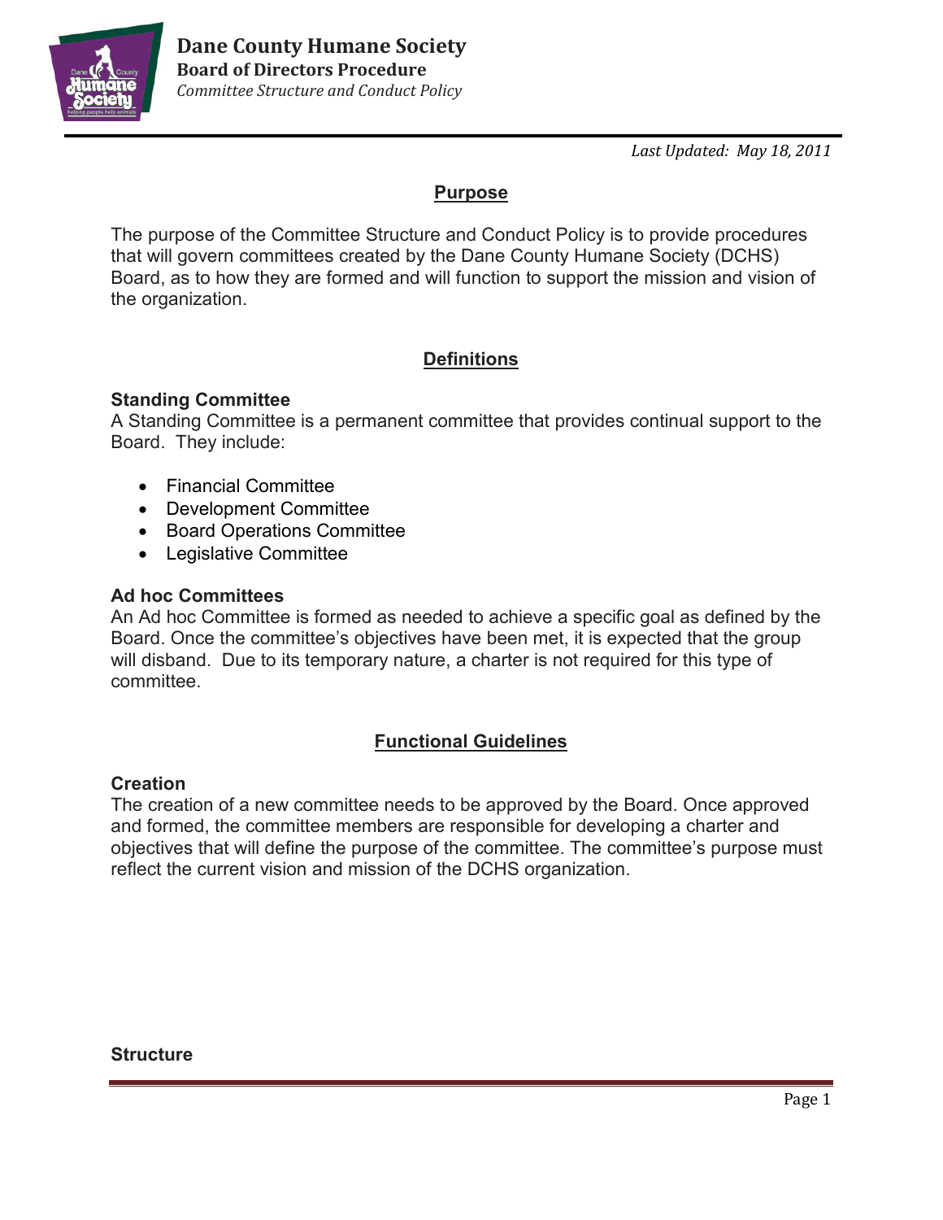# Dane County Humane Society

**Board of Directors Procedure**

*Committee Structure and Conduct Policy*

*Last Updated: May 18, 2011*

## Purpose

The purpose of the Committee Structure and Conduct Policy is to provide procedures that will govern committees created by the Dane County Humane Society (DCHS) Board, as to how they are formed and will function to support the mission and vision of the organization.

## Definitions

### Standing Committee

A Standing Committee is a permanent committee that provides continual support to the Board. They include:

- Financial Committee
- Development Committee
- Board Operations Committee
- Legislative Committee

### Ad hoc Committees

An Ad hoc Committee is formed as needed to achieve a specific goal as defined by the Board. Once the committee's objectives have been met, it is expected that the group will disband. Due to its temporary nature, a charter is not required for this type of committee.

## Functional Guidelines

### Creation

The creation of a new committee needs to be approved by the Board. Once approved and formed, the committee members are responsible for developing a charter and objectives that will define the purpose of the committee. The committee's purpose must reflect the current vision and mission of the DCHS organization.

### Structure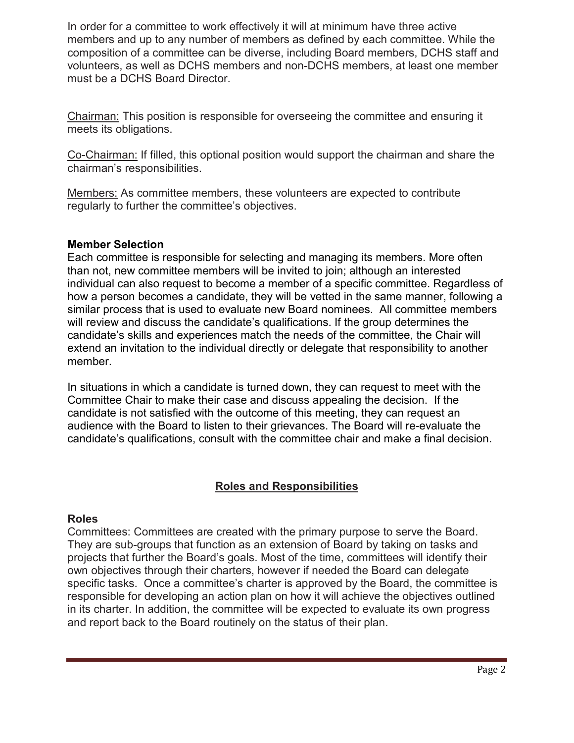In order for a committee to work effectively it will at minimum have three active members and up to any number of members as defined by each committee. While the composition of a committee can be diverse, including Board members, DCHS staff and volunteers, as well as DCHS members and non-DCHS members, at least one member must be a DCHS Board Director.

<u>Chairman:</u> This position is responsible for overseeing the committee and ensuring it meets its obligations.

<u>Co-Chairman:</u> If filled, this optional position would support the chairman and share the chairman's responsibilities.

<u>Members:</u> As committee members, these volunteers are expected to contribute regularly to further the committee's objectives.

**Member Selection**

Each committee is responsible for selecting and managing its members. More often than not, new committee members will be invited to join; although an interested individual can also request to become a member of a specific committee. Regardless of how a person becomes a candidate, they will be vetted in the same manner, following a similar process that is used to evaluate new Board nominees. All committee members will review and discuss the candidate's qualifications. If the group determines the candidate's skills and experiences match the needs of the committee, the Chair will extend an invitation to the individual directly or delegate that responsibility to another member.

In situations in which a candidate is turned down, they can request to meet with the Committee Chair to make their case and discuss appealing the decision. If the candidate is not satisfied with the outcome of this meeting, they can request an audience with the Board to listen to their grievances. The Board will re-evaluate the candidate's qualifications, consult with the committee chair and make a final decision.

## Roles and Responsibilities

**Roles**

Committees: Committees are created with the primary purpose to serve the Board. They are sub-groups that function as an extension of Board by taking on tasks and projects that further the Board's goals. Most of the time, committees will identify their own objectives through their charters, however if needed the Board can delegate specific tasks. Once a committee's charter is approved by the Board, the committee is responsible for developing an action plan on how it will achieve the objectives outlined in its charter. In addition, the committee will be expected to evaluate its own progress and report back to the Board routinely on the status of their plan.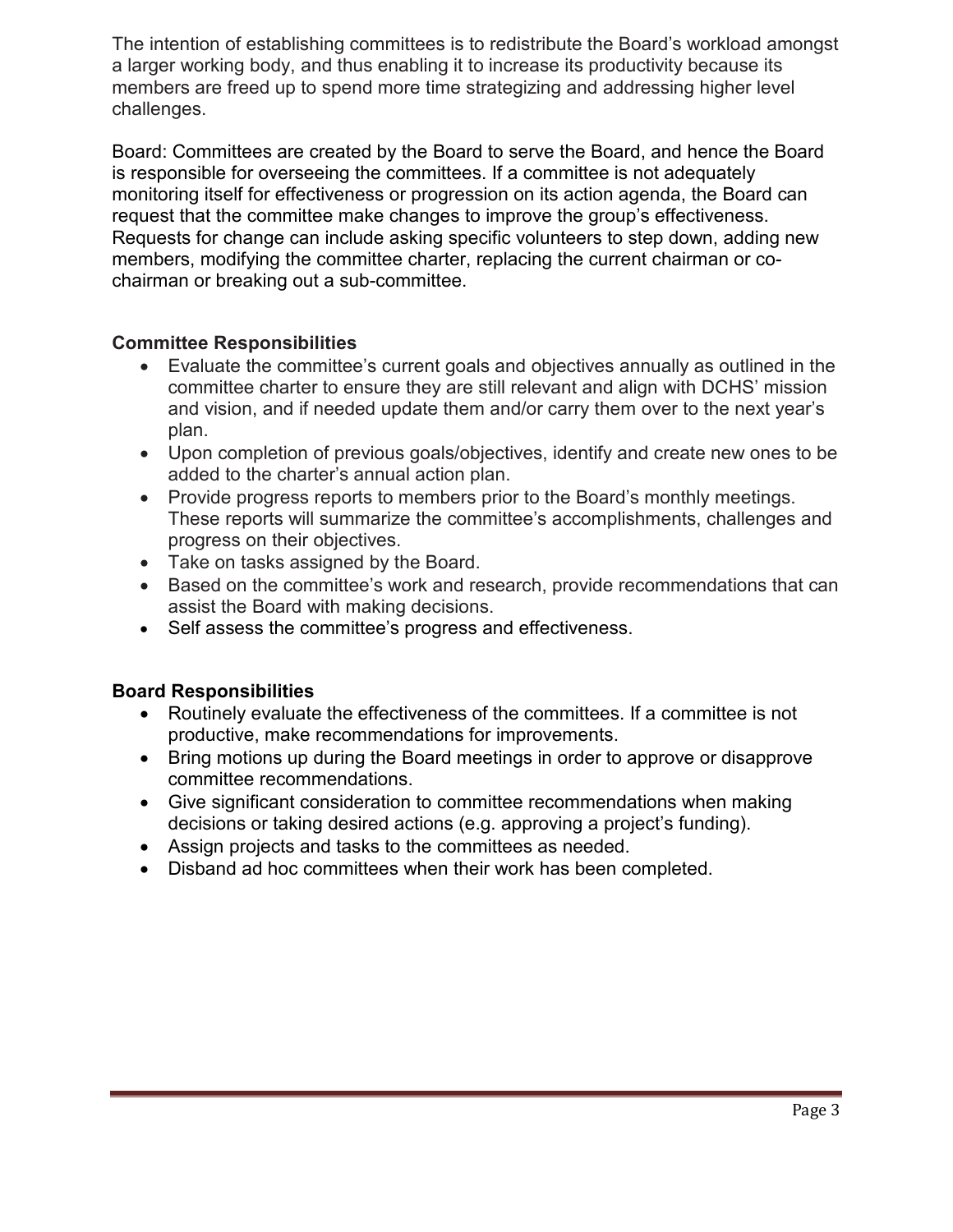The intention of establishing committees is to redistribute the Board's workload amongst a larger working body, and thus enabling it to increase its productivity because its members are freed up to spend more time strategizing and addressing higher level challenges.

Board: Committees are created by the Board to serve the Board, and hence the Board is responsible for overseeing the committees. If a committee is not adequately monitoring itself for effectiveness or progression on its action agenda, the Board can request that the committee make changes to improve the group's effectiveness. Requests for change can include asking specific volunteers to step down, adding new members, modifying the committee charter, replacing the current chairman or co-chairman or breaking out a sub-committee.

**Committee Responsibilities**

- Evaluate the committee's current goals and objectives annually as outlined in the committee charter to ensure they are still relevant and align with DCHS' mission and vision, and if needed update them and/or carry them over to the next year's plan.
- Upon completion of previous goals/objectives, identify and create new ones to be added to the charter's annual action plan.
- Provide progress reports to members prior to the Board's monthly meetings. These reports will summarize the committee's accomplishments, challenges and progress on their objectives.
- Take on tasks assigned by the Board.
- Based on the committee's work and research, provide recommendations that can assist the Board with making decisions.
- Self assess the committee's progress and effectiveness.

**Board Responsibilities**

- Routinely evaluate the effectiveness of the committees. If a committee is not productive, make recommendations for improvements.
- Bring motions up during the Board meetings in order to approve or disapprove committee recommendations.
- Give significant consideration to committee recommendations when making decisions or taking desired actions (e.g. approving a project's funding).
- Assign projects and tasks to the committees as needed.
- Disband ad hoc committees when their work has been completed.